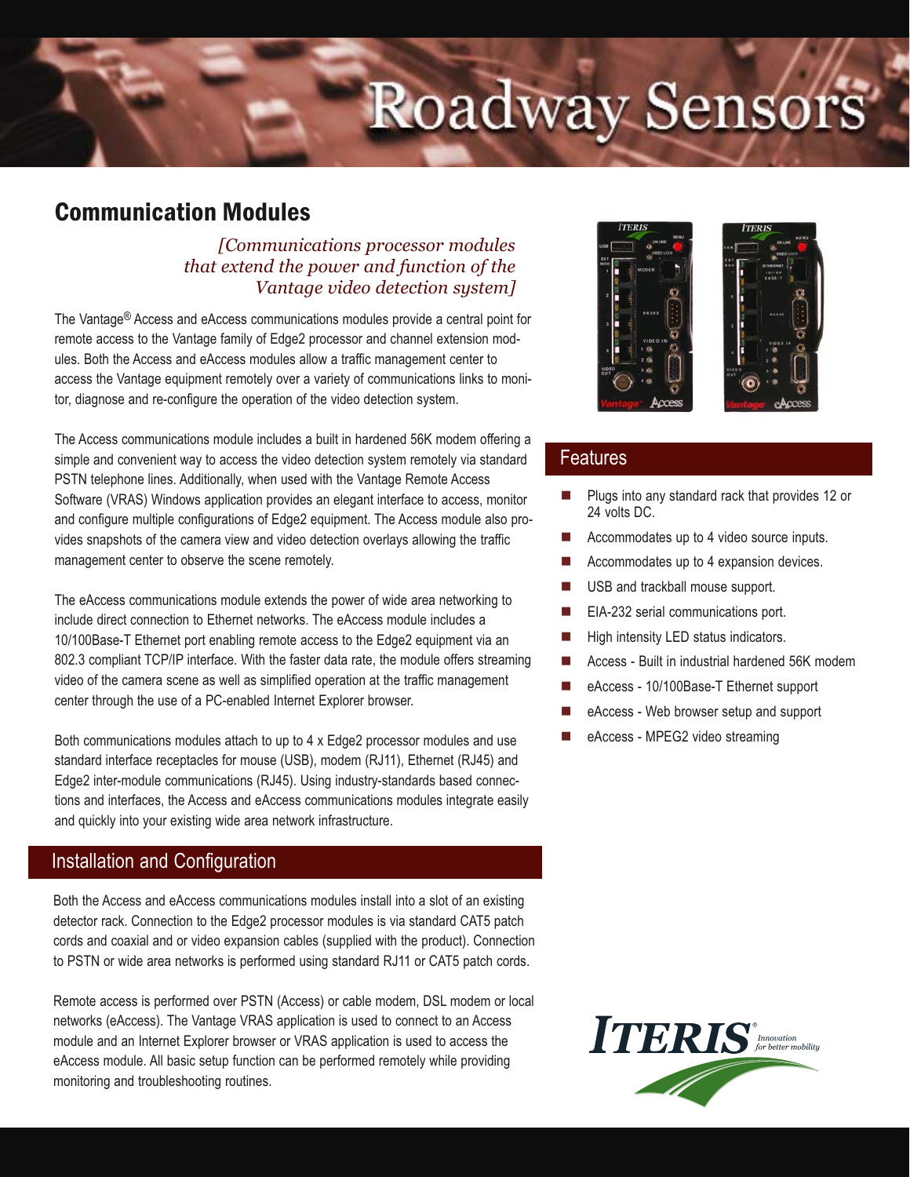# Roadway Sensors

## Communication Modules

*[Communications processor modules that extend the power and function of the Vantage video detection system]*

The Vantage® Access and eAccess communications modules provide a central point for remote access to the Vantage family of Edge2 processor and channel extension modules. Both the Access and eAccess modules allow a traffic management center to access the Vantage equipment remotely over a variety of communications links to monitor, diagnose and re-configure the operation of the video detection system.

The Access communications module includes a built in hardened 56K modem offering a simple and convenient way to access the video detection system remotely via standard PSTN telephone lines. Additionally, when used with the Vantage Remote Access Software (VRAS) Windows application provides an elegant interface to access, monitor and configure multiple configurations of Edge2 equipment. The Access module also provides snapshots of the camera view and video detection overlays allowing the traffic management center to observe the scene remotely.

The eAccess communications module extends the power of wide area networking to include direct connection to Ethernet networks. The eAccess module includes a 10/100Base-T Ethernet port enabling remote access to the Edge2 equipment via an 802.3 compliant TCP/IP interface. With the faster data rate, the module offers streaming video of the camera scene as well as simplified operation at the traffic management center through the use of a PC-enabled Internet Explorer browser.

Both communications modules attach to up to 4 x Edge2 processor modules and use standard interface receptacles for mouse (USB), modem (RJ11), Ethernet (RJ45) and Edge2 inter-module communications (RJ45). Using industry-standards based connections and interfaces, the Access and eAccess communications modules integrate easily and quickly into your existing wide area network infrastructure.

## Installation and Configuration

Both the Access and eAccess communications modules install into a slot of an existing detector rack. Connection to the Edge2 processor modules is via standard CAT5 patch cords and coaxial and or video expansion cables (supplied with the product). Connection to PSTN or wide area networks is performed using standard RJ11 or CAT5 patch cords.

Remote access is performed over PSTN (Access) or cable modem, DSL modem or local networks (eAccess). The Vantage VRAS application is used to connect to an Access module and an Internet Explorer browser or VRAS application is used to access the eAccess module. All basic setup function can be performed remotely while providing monitoring and troubleshooting routines.

## Features

- Plugs into any standard rack that provides 12 or 24 volts DC.
- Accommodates up to 4 video source inputs.
- Accommodates up to 4 expansion devices.
- USB and trackball mouse support.
- EIA-232 serial communications port.
- High intensity LED status indicators.
- Access - Built in industrial hardened 56K modem
- eAccess - 10/100Base-T Ethernet support
- eAccess - Web browser setup and support
- eAccess - MPEG2 video streaming

ITERIS® Innovation for better mobility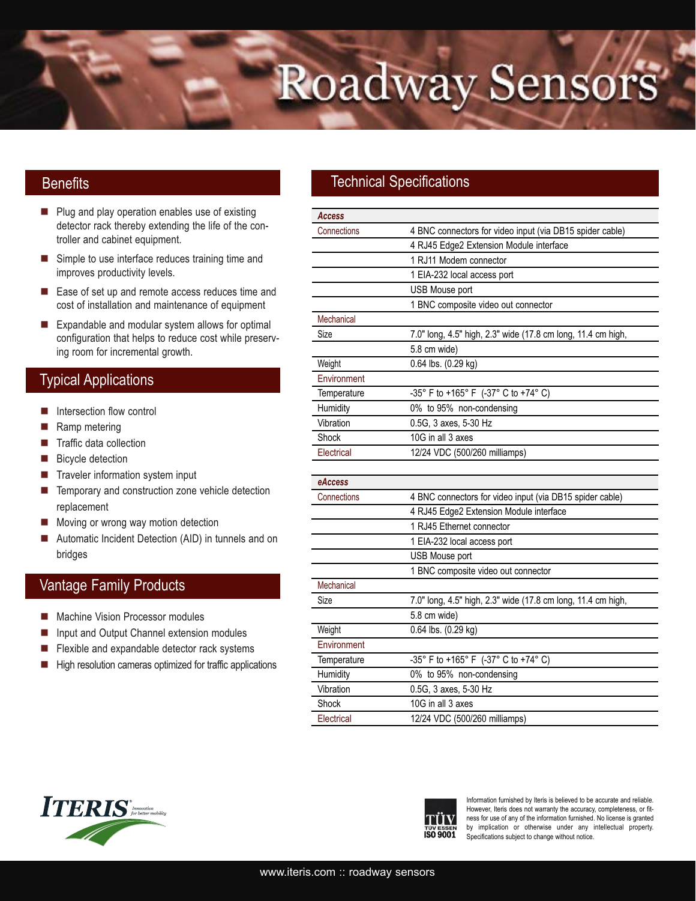# Roadway Sensors

## Benefits

- Plug and play operation enables use of existing detector rack thereby extending the life of the controller and cabinet equipment.
- Simple to use interface reduces training time and improves productivity levels.
- Ease of set up and remote access reduces time and cost of installation and maintenance of equipment
- Expandable and modular system allows for optimal configuration that helps to reduce cost while preserving room for incremental growth.

## Typical Applications

- Intersection flow control
- Ramp metering
- Traffic data collection
- Bicycle detection
- Traveler information system input
- Temporary and construction zone vehicle detection replacement
- Moving or wrong way motion detection
- Automatic Incident Detection (AID) in tunnels and on bridges

## Vantage Family Products

- Machine Vision Processor modules
- Input and Output Channel extension modules
- Flexible and expandable detector rack systems
- High resolution cameras optimized for traffic applications

## Technical Specifications

| | |
|---|---|
| ***Access*** | |
| Connections | 4 BNC connectors for video input (via DB15 spider cable) |
| | 4 RJ45 Edge2 Extension Module interface |
| | 1 RJ11 Modem connector |
| | 1 EIA-232 local access port |
| | USB Mouse port |
| | 1 BNC composite video out connector |
| Mechanical | |
| Size | 7.0" long, 4.5" high, 2.3" wide (17.8 cm long, 11.4 cm high, 5.8 cm wide) |
| Weight | 0.64 lbs. (0.29 kg) |
| Environment | |
| Temperature | -35° F to +165° F (-37° C to +74° C) |
| Humidity | 0% to 95% non-condensing |
| Vibration | 0.5G, 3 axes, 5-30 Hz |
| Shock | 10G in all 3 axes |
| Electrical | 12/24 VDC (500/260 milliamps) |
| ***eAccess*** | |
| Connections | 4 BNC connectors for video input (via DB15 spider cable) |
| | 4 RJ45 Edge2 Extension Module interface |
| | 1 RJ45 Ethernet connector |
| | 1 EIA-232 local access port |
| | USB Mouse port |
| | 1 BNC composite video out connector |
| Mechanical | |
| Size | 7.0" long, 4.5" high, 2.3" wide (17.8 cm long, 11.4 cm high, 5.8 cm wide) |
| Weight | 0.64 lbs. (0.29 kg) |
| Environment | |
| Temperature | -35° F to +165° F (-37° C to +74° C) |
| Humidity | 0% to 95% non-condensing |
| Vibration | 0.5G, 3 axes, 5-30 Hz |
| Shock | 10G in all 3 axes |
| Electrical | 12/24 VDC (500/260 milliamps) |

ITERIS Innovation for better mobility

TÜV ESSEN ISO 9001

Information furnished by Iteris is believed to be accurate and reliable. However, Iteris does not warrant the accuracy, completeness, or fitness for use of any of the information furnished. No license is granted by implication or otherwise under any intellectual property. Specifications subject to change without notice.

www.iteris.com :: roadway sensors